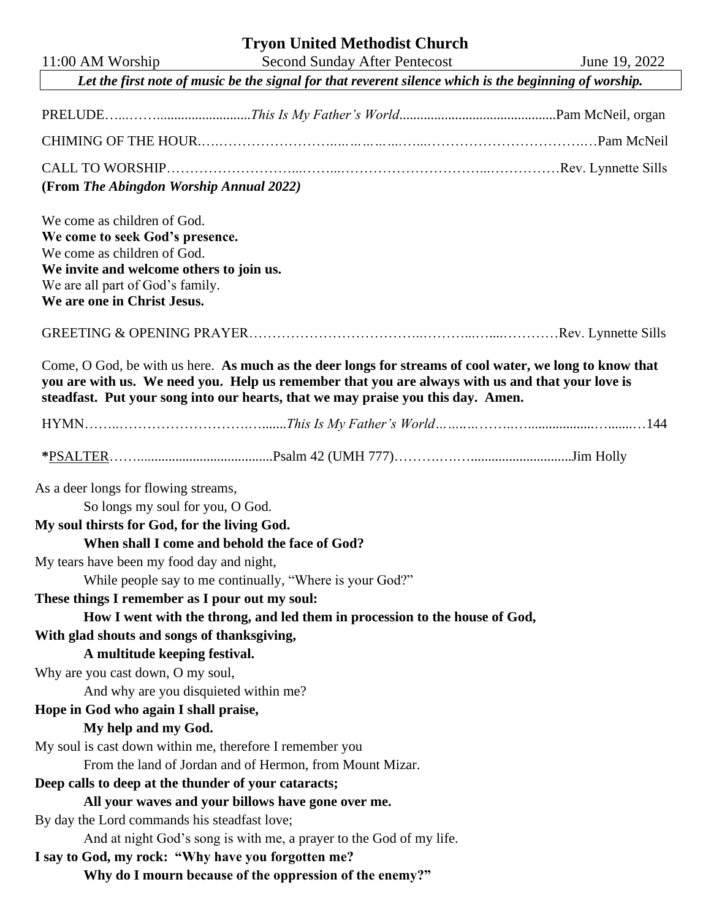# Tryon United Methodist Church

11:00 AM Worship | Second Sunday After Pentecost | June 19, 2022

***Let the first note of music be the signal for that reverent silence which is the beginning of worship.***

PRELUDE……...........................*This Is My Father's World*............................................Pam McNeil, organ

CHIMING OF THE HOUR……………………………………………………………………………Pam McNeil

CALL TO WORSHIP……………………………………………………………………………Rev. Lynnette Sills
**(From *The Abingdon Worship Annual 2022)***

We come as children of God.
**We come to seek God's presence.**
We come as children of God.
**We invite and welcome others to join us.**
We are all part of God's family.
**We are one in Christ Jesus.**

GREETING & OPENING PRAYER…………………………………………………………Rev. Lynnette Sills

Come, O God, be with us here. **As much as the deer longs for streams of cool water, we long to know that you are with us. We need you. Help us remember that you are always with us and that your love is steadfast. Put your song into our hearts, that we may praise you this day. Amen.**

HYMN……………………………......*This Is My Father's World*…………………......................……144

**\***<u>PSALTER</u>…….......................................Psalm 42 (UMH 777)…………………..........................Jim Holly

As a deer longs for flowing streams,
  So longs my soul for you, O God.
**My soul thirsts for God, for the living God.**
  **When shall I come and behold the face of God?**
My tears have been my food day and night,
  While people say to me continually, "Where is your God?"
**These things I remember as I pour out my soul:**
  **How I went with the throng, and led them in procession to the house of God,**
**With glad shouts and songs of thanksgiving,**
  **A multitude keeping festival.**
Why are you cast down, O my soul,
  And why are you disquieted within me?
**Hope in God who again I shall praise,**
  **My help and my God.**
My soul is cast down within me, therefore I remember you
  From the land of Jordan and of Hermon, from Mount Mizar.
**Deep calls to deep at the thunder of your cataracts;**
  **All your waves and your billows have gone over me.**
By day the Lord commands his steadfast love;
  And at night God's song is with me, a prayer to the God of my life.
**I say to God, my rock: "Why have you forgotten me?**
  **Why do I mourn because of the oppression of the enemy?"**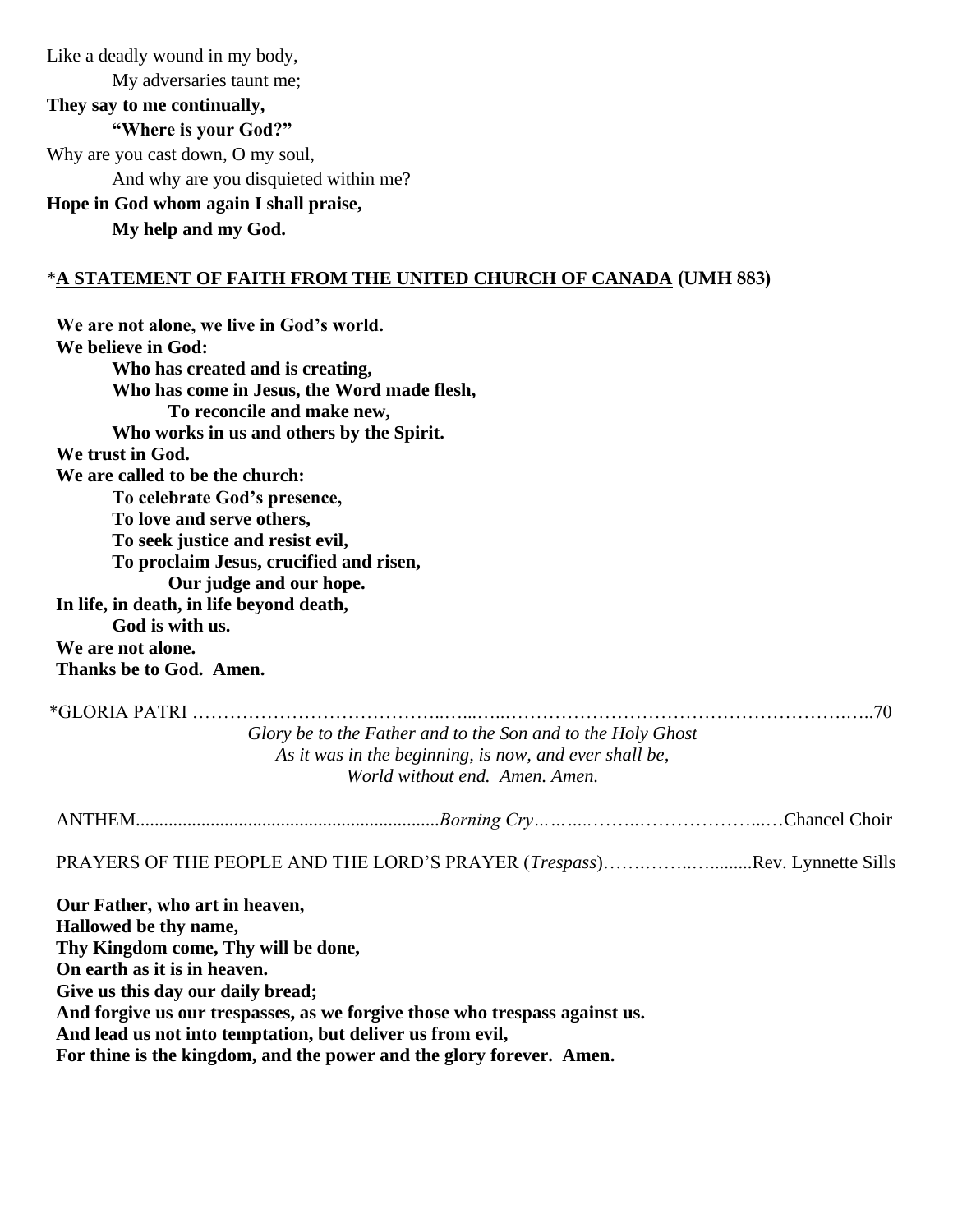Like a deadly wound in my body,
My adversaries taunt me;
**They say to me continually,**
**"Where is your God?"**
Why are you cast down, O my soul,
And why are you disquieted within me?
**Hope in God whom again I shall praise,**
**My help and my God.**

*__A STATEMENT OF FAITH FROM THE UNITED CHURCH OF CANADA__ **(UMH 883)**

**We are not alone, we live in God's world.**
**We believe in God:**
**Who has created and is creating,**
**Who has come in Jesus, the Word made flesh,**
**To reconcile and make new,**
**Who works in us and others by the Spirit.**
**We trust in God.**
**We are called to be the church:**
**To celebrate God's presence,**
**To love and serve others,**
**To seek justice and resist evil,**
**To proclaim Jesus, crucified and risen,**
**Our judge and our hope.**
**In life, in death, in life beyond death,**
**God is with us.**
**We are not alone.**
**Thanks be to God. Amen.**

*GLORIA PATRI ……………………………………………………………………………………70

*Glory be to the Father and to the Son and to the Holy Ghost*
*As it was in the beginning, is now, and ever shall be,*
*World without end. Amen. Amen.*

ANTHEM.................................................................*Borning Cry*…………………………………Chancel Choir

PRAYERS OF THE PEOPLE AND THE LORD'S PRAYER (*Trespass*)………………........Rev. Lynnette Sills

**Our Father, who art in heaven,**
**Hallowed be thy name,**
**Thy Kingdom come, Thy will be done,**
**On earth as it is in heaven.**
**Give us this day our daily bread;**
**And forgive us our trespasses, as we forgive those who trespass against us.**
**And lead us not into temptation, but deliver us from evil,**
**For thine is the kingdom, and the power and the glory forever. Amen.**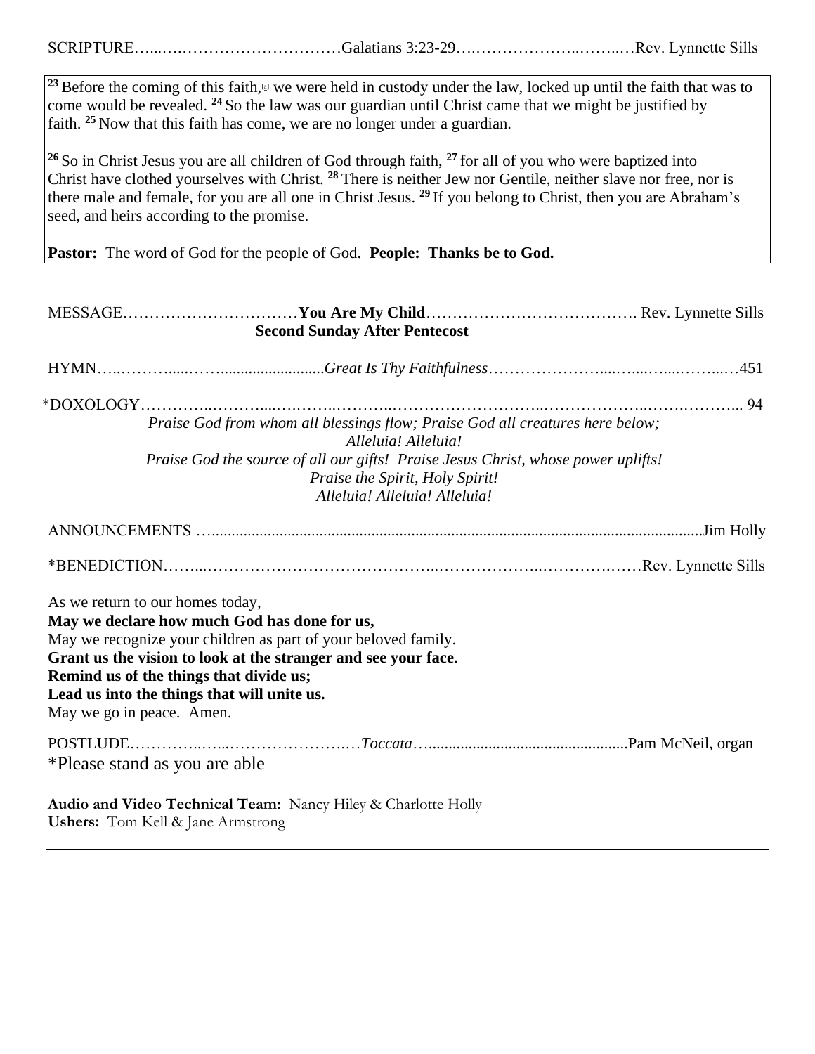SCRIPTURE…...….…………………………Galatians 3:23-29….………………..……..…Rev. Lynnette Sills

[23] Before the coming of this faith,[a] we were held in custody under the law, locked up until the faith that was to come would be revealed. [24] So the law was our guardian until Christ came that we might be justified by faith. [25] Now that this faith has come, we are no longer under a guardian.

[26] So in Christ Jesus you are all children of God through faith, [27] for all of you who were baptized into Christ have clothed yourselves with Christ. [28] There is neither Jew nor Gentile, neither slave nor free, nor is there male and female, for you are all one in Christ Jesus. [29] If you belong to Christ, then you are Abraham's seed, and heirs according to the promise.

**Pastor:** The word of God for the people of God. **People: Thanks be to God.**

MESSAGE……………………………**You Are My Child**…………………………………. Rev. Lynnette Sills

**Second Sunday After Pentecost**

HYMN…..………......……........................*Great Is Thy Faithfulness*………………….....…....…....……...…451

*DOXOLOGY…………..………...….……..……….……………………….………………..…….……….. 94

*Praise God from whom all blessings flow; Praise God all creatures here below;*
*Alleluia! Alleluia!*
*Praise God the source of all our gifts! Praise Jesus Christ, whose power uplifts!*
*Praise the Spirit, Holy Spirit!*
*Alleluia! Alleluia! Alleluia!*

ANNOUNCEMENTS …......................................................................................................................Jim Holly

*BENEDICTION……...……………………………………..………………..………….……Rev. Lynnette Sills

As we return to our homes today,
**May we declare how much God has done for us,**
May we recognize your children as part of your beloved family.
**Grant us the vision to look at the stranger and see your face.**
**Remind us of the things that divide us;**
**Lead us into the things that will unite us.**
May we go in peace. Amen.

POSTLUDE…………..…...………………….…*Toccata*…..................................................Pam McNeil, organ

*Please stand as you are able

**Audio and Video Technical Team:** Nancy Hiley & Charlotte Holly
**Ushers:** Tom Kell & Jane Armstrong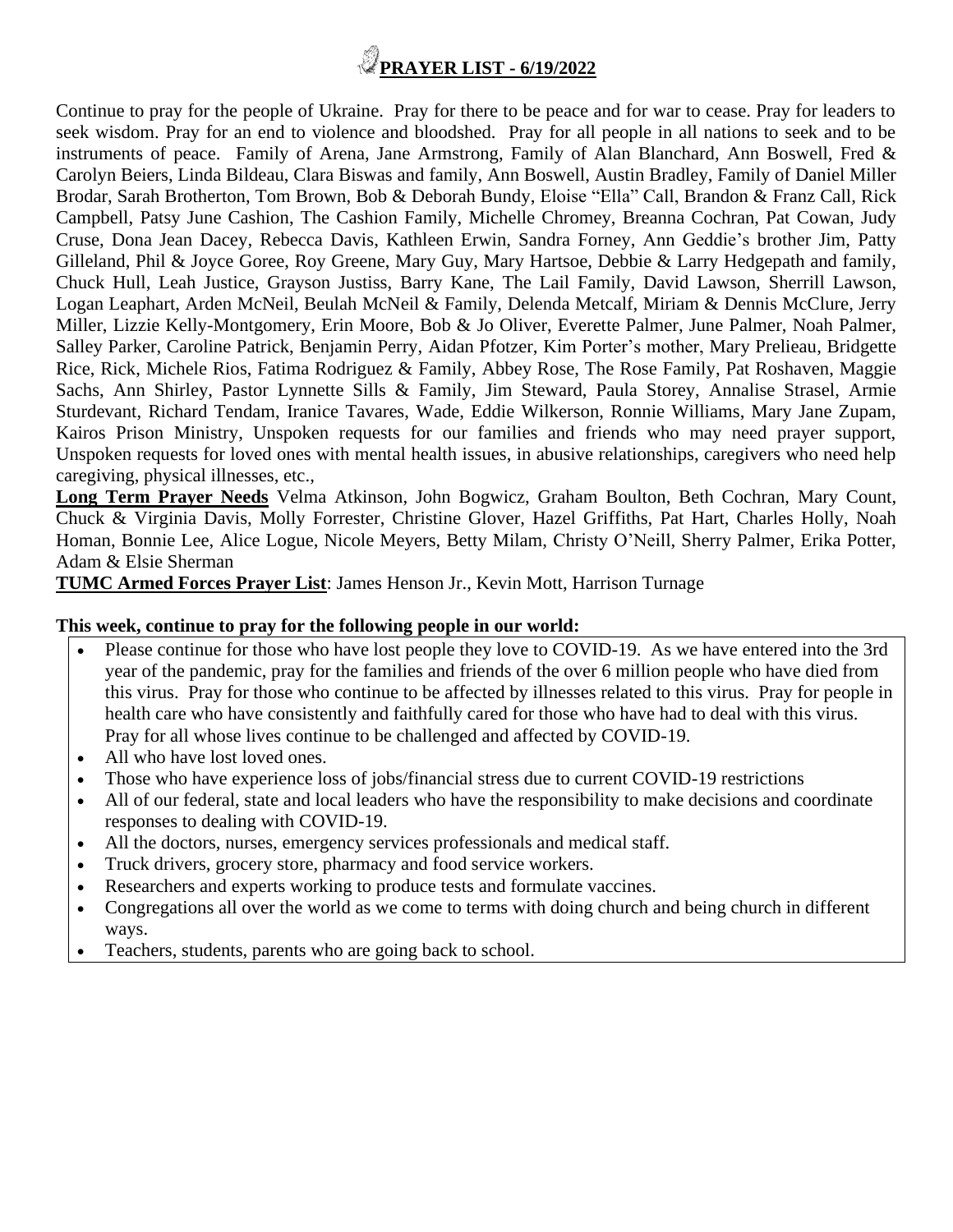# PRAYER LIST - 6/19/2022

Continue to pray for the people of Ukraine. Pray for there to be peace and for war to cease. Pray for leaders to seek wisdom. Pray for an end to violence and bloodshed. Pray for all people in all nations to seek and to be instruments of peace. Family of Arena, Jane Armstrong, Family of Alan Blanchard, Ann Boswell, Fred & Carolyn Beiers, Linda Bildeau, Clara Biswas and family, Ann Boswell, Austin Bradley, Family of Daniel Miller Brodar, Sarah Brotherton, Tom Brown, Bob & Deborah Bundy, Eloise "Ella" Call, Brandon & Franz Call, Rick Campbell, Patsy June Cashion, The Cashion Family, Michelle Chromey, Breanna Cochran, Pat Cowan, Judy Cruse, Dona Jean Dacey, Rebecca Davis, Kathleen Erwin, Sandra Forney, Ann Geddie's brother Jim, Patty Gilleland, Phil & Joyce Goree, Roy Greene, Mary Guy, Mary Hartsoe, Debbie & Larry Hedgepath and family, Chuck Hull, Leah Justice, Grayson Justiss, Barry Kane, The Lail Family, David Lawson, Sherrill Lawson, Logan Leaphart, Arden McNeil, Beulah McNeil & Family, Delenda Metcalf, Miriam & Dennis McClure, Jerry Miller, Lizzie Kelly-Montgomery, Erin Moore, Bob & Jo Oliver, Everette Palmer, June Palmer, Noah Palmer, Salley Parker, Caroline Patrick, Benjamin Perry, Aidan Pfotzer, Kim Porter's mother, Mary Prelieau, Bridgette Rice, Rick, Michele Rios, Fatima Rodriguez & Family, Abbey Rose, The Rose Family, Pat Roshaven, Maggie Sachs, Ann Shirley, Pastor Lynnette Sills & Family, Jim Steward, Paula Storey, Annalise Strasel, Armie Sturdevant, Richard Tendam, Iranice Tavares, Wade, Eddie Wilkerson, Ronnie Williams, Mary Jane Zupam, Kairos Prison Ministry, Unspoken requests for our families and friends who may need prayer support, Unspoken requests for loved ones with mental health issues, in abusive relationships, caregivers who need help caregiving, physical illnesses, etc.,

**Long Term Prayer Needs** Velma Atkinson, John Bogwicz, Graham Boulton, Beth Cochran, Mary Count, Chuck & Virginia Davis, Molly Forrester, Christine Glover, Hazel Griffiths, Pat Hart, Charles Holly, Noah Homan, Bonnie Lee, Alice Logue, Nicole Meyers, Betty Milam, Christy O'Neill, Sherry Palmer, Erika Potter, Adam & Elsie Sherman

**TUMC Armed Forces Prayer List**: James Henson Jr., Kevin Mott, Harrison Turnage

**This week, continue to pray for the following people in our world:**

- Please continue for those who have lost people they love to COVID-19. As we have entered into the 3rd year of the pandemic, pray for the families and friends of the over 6 million people who have died from this virus. Pray for those who continue to be affected by illnesses related to this virus. Pray for people in health care who have consistently and faithfully cared for those who have had to deal with this virus. Pray for all whose lives continue to be challenged and affected by COVID-19.
- All who have lost loved ones.
- Those who have experience loss of jobs/financial stress due to current COVID-19 restrictions
- All of our federal, state and local leaders who have the responsibility to make decisions and coordinate responses to dealing with COVID-19.
- All the doctors, nurses, emergency services professionals and medical staff.
- Truck drivers, grocery store, pharmacy and food service workers.
- Researchers and experts working to produce tests and formulate vaccines.
- Congregations all over the world as we come to terms with doing church and being church in different ways.
- Teachers, students, parents who are going back to school.